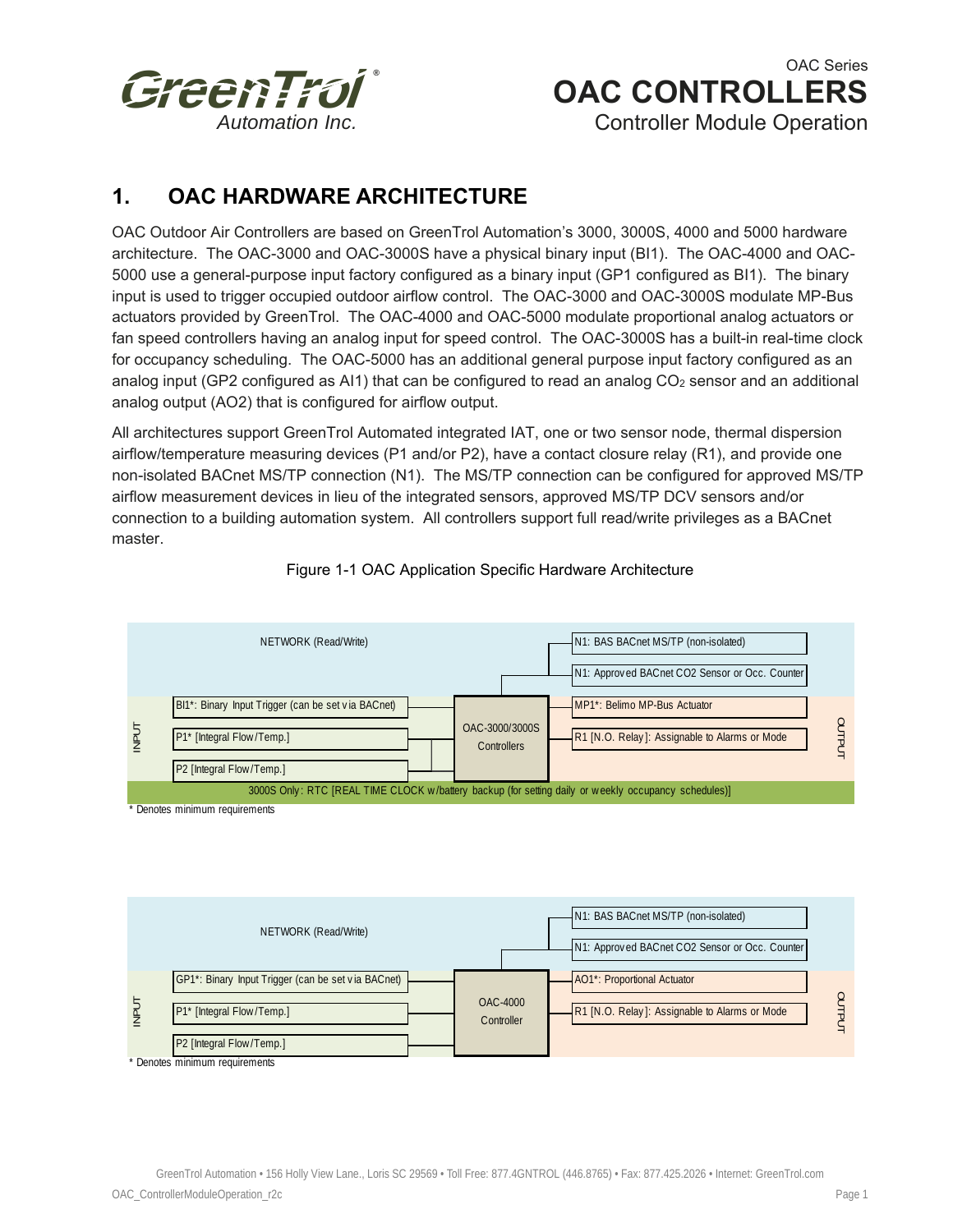# 1. OAC HARDWARE ARCHITECTURE

OAC Outdoor Air Controllers are based on GreenTrol Automation's 3000, 3000S, 4000 and 5000 hardware architecture. The OAC-3000 and OAC-3000S have a physical binary input (BI1). The OAC-4000 and OAC-5000 use a general-purpose input factory configured as a binary input (GP1 configured as BI1). The binary input is used to trigger occupied outdoor airflow control. The OAC-3000 and OAC-3000S modulate MP-Bus actuators provided by GreenTrol. The OAC-4000 and OAC-5000 modulate proportional analog actuators or fan speed controllers having an analog input for speed control. The OAC-3000S has a built-in real-time clock for occupancy scheduling. The OAC-5000 has an additional general purpose input factory configured as an analog input (GP2 configured as AI1) that can be configured to read an analog $CO_2$ sensor and an additional analog output (AO2) that is configured for airflow output.

All architectures support GreenTrol Automated integrated IAT, one or two sensor node, thermal dispersion airflow/temperature measuring devices (P1 and/or P2), have a contact closure relay (R1), and provide one non-isolated BACnet MS/TP connection (N1). The MS/TP connection can be configured for approved MS/TP airflow measurement devices in lieu of the integrated sensors, approved MS/TP DCV sensors and/or connection to a building automation system. All controllers support full read/write privileges as a BACnet master.

Figure 1-1 OAC Application Specific Hardware Architecture

**OAC-3000/3000S Controllers**

| | Input / Network | Controller | Output |
|---|---|---|---|
| NETWORK (Read/Write) | | | N1: BAS BACnet MS/TP (non-isolated) |
| | | | N1: Approved BACnet CO2 Sensor or Occ. Counter |
| INPUT | BI1*: Binary Input Trigger (can be set via BACnet) | OAC-3000/3000S Controllers | MP1*: Belimo MP-Bus Actuator |
| | P1* [Integral Flow/Temp.] | | R1 [N.O. Relay]: Assignable to Alarms or Mode |
| | P2 [Integral Flow/Temp.] | | |

3000S Only: RTC [REAL TIME CLOCK w/battery backup (for setting daily or weekly occupancy schedules)]

\* Denotes minimum requirements

**OAC-4000 Controller**

| | Input / Network | Controller | Output |
|---|---|---|---|
| NETWORK (Read/Write) | | | N1: BAS BACnet MS/TP (non-isolated) |
| | | | N1: Approved BACnet CO2 Sensor or Occ. Counter |
| INPUT | GP1*: Binary Input Trigger (can be set via BACnet) | OAC-4000 Controller | AO1*: Proportional Actuator |
| | P1* [Integral Flow/Temp.] | | R1 [N.O. Relay]: Assignable to Alarms or Mode |
| | P2 [Integral Flow/Temp.] | | |

\* Denotes minimum requirements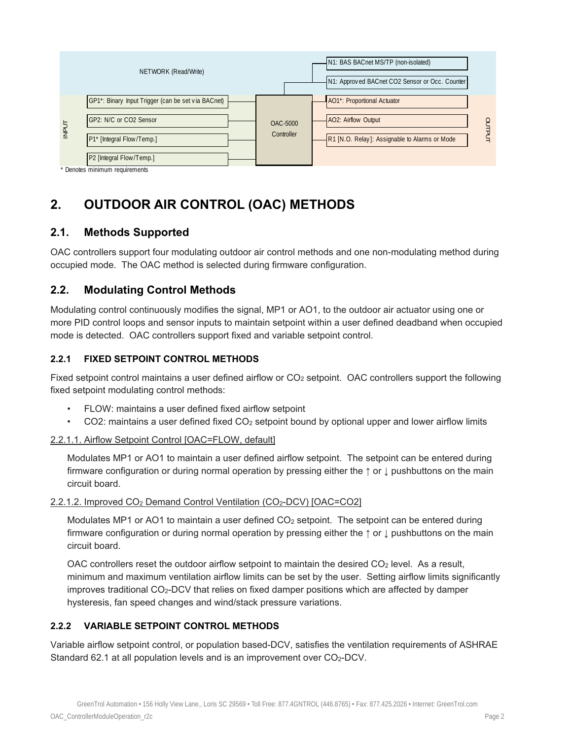| INPUT | | OAC-5000 Controller | | OUTPUT |
|---|---|---|---|---|
| NETWORK (Read/Write) | | | N1: BAS BACnet MS/TP (non-isolated) | |
| | | | N1: Approved BACnet CO2 Sensor or Occ. Counter | |
| | GP1*: Binary Input Trigger (can be set via BACnet) | | AO1*: Proportional Actuator | |
| | GP2: N/C or CO2 Sensor | | AO2: Airflow Output | |
| | P1* [Integral Flow/Temp.] | | R1 [N.O. Relay]: Assignable to Alarms or Mode | |
| | P2 [Integral Flow/Temp.] | | | |

* Denotes minimum requirements

# 2. OUTDOOR AIR CONTROL (OAC) METHODS

## 2.1. Methods Supported

OAC controllers support four modulating outdoor air control methods and one non-modulating method during occupied mode. The OAC method is selected during firmware configuration.

## 2.2. Modulating Control Methods

Modulating control continuously modifies the signal, MP1 or AO1, to the outdoor air actuator using one or more PID control loops and sensor inputs to maintain setpoint within a user defined deadband when occupied mode is detected. OAC controllers support fixed and variable setpoint control.

### 2.2.1 FIXED SETPOINT CONTROL METHODS

Fixed setpoint control maintains a user defined airflow or $CO_2$ setpoint. OAC controllers support the following fixed setpoint modulating control methods:

- FLOW: maintains a user defined fixed airflow setpoint
- CO2: maintains a user defined fixed $CO_2$ setpoint bound by optional upper and lower airflow limits

#### 2.2.1.1. Airflow Setpoint Control [OAC=FLOW, default]

Modulates MP1 or AO1 to maintain a user defined airflow setpoint. The setpoint can be entered during firmware configuration or during normal operation by pressing either the ↑ or ↓ pushbuttons on the main circuit board.

#### 2.2.1.2. Improved $CO_2$ Demand Control Ventilation ($CO_2$-DCV) [OAC=CO2]

Modulates MP1 or AO1 to maintain a user defined $CO_2$ setpoint. The setpoint can be entered during firmware configuration or during normal operation by pressing either the ↑ or ↓ pushbuttons on the main circuit board.

OAC controllers reset the outdoor airflow setpoint to maintain the desired $CO_2$ level. As a result, minimum and maximum ventilation airflow limits can be set by the user. Setting airflow limits significantly improves traditional $CO_2$-DCV that relies on fixed damper positions which are affected by damper hysteresis, fan speed changes and wind/stack pressure variations.

### 2.2.2 VARIABLE SETPOINT CONTROL METHODS

Variable airflow setpoint control, or population based-DCV, satisfies the ventilation requirements of ASHRAE Standard 62.1 at all population levels and is an improvement over $CO_2$-DCV.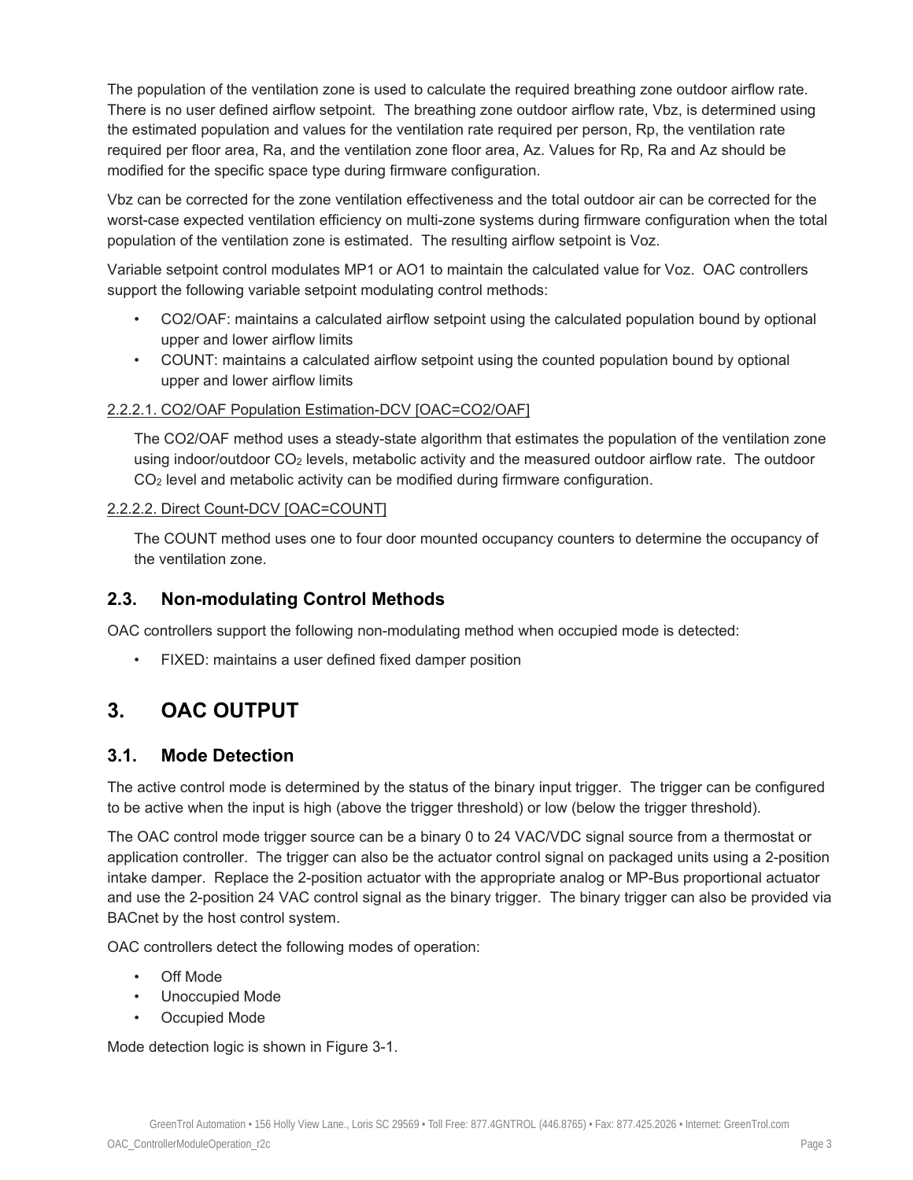The population of the ventilation zone is used to calculate the required breathing zone outdoor airflow rate. There is no user defined airflow setpoint. The breathing zone outdoor airflow rate, Vbz, is determined using the estimated population and values for the ventilation rate required per person, Rp, the ventilation rate required per floor area, Ra, and the ventilation zone floor area, Az. Values for Rp, Ra and Az should be modified for the specific space type during firmware configuration.

Vbz can be corrected for the zone ventilation effectiveness and the total outdoor air can be corrected for the worst-case expected ventilation efficiency on multi-zone systems during firmware configuration when the total population of the ventilation zone is estimated. The resulting airflow setpoint is Voz.

Variable setpoint control modulates MP1 or AO1 to maintain the calculated value for Voz. OAC controllers support the following variable setpoint modulating control methods:

- CO2/OAF: maintains a calculated airflow setpoint using the calculated population bound by optional upper and lower airflow limits
- COUNT: maintains a calculated airflow setpoint using the counted population bound by optional upper and lower airflow limits

2.2.2.1. CO2/OAF Population Estimation-DCV [OAC=CO2/OAF]

The CO2/OAF method uses a steady-state algorithm that estimates the population of the ventilation zone using indoor/outdoor $CO_2$ levels, metabolic activity and the measured outdoor airflow rate. The outdoor $CO_2$ level and metabolic activity can be modified during firmware configuration.

2.2.2.2. Direct Count-DCV [OAC=COUNT]

The COUNT method uses one to four door mounted occupancy counters to determine the occupancy of the ventilation zone.

## 2.3. Non-modulating Control Methods

OAC controllers support the following non-modulating method when occupied mode is detected:

- FIXED: maintains a user defined fixed damper position

# 3. OAC OUTPUT

## 3.1. Mode Detection

The active control mode is determined by the status of the binary input trigger. The trigger can be configured to be active when the input is high (above the trigger threshold) or low (below the trigger threshold).

The OAC control mode trigger source can be a binary 0 to 24 VAC/VDC signal source from a thermostat or application controller. The trigger can also be the actuator control signal on packaged units using a 2-position intake damper. Replace the 2-position actuator with the appropriate analog or MP-Bus proportional actuator and use the 2-position 24 VAC control signal as the binary trigger. The binary trigger can also be provided via BACnet by the host control system.

OAC controllers detect the following modes of operation:

- Off Mode
- Unoccupied Mode
- Occupied Mode

Mode detection logic is shown in Figure 3-1.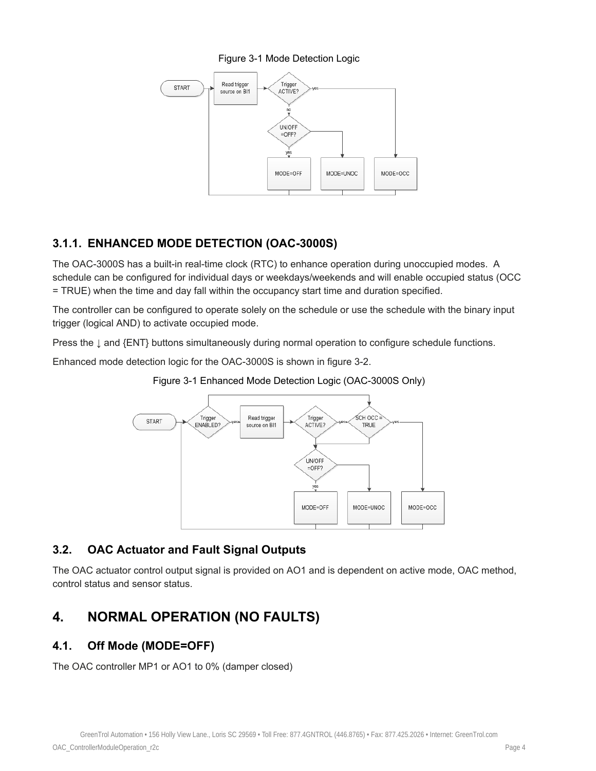Figure 3-1 Mode Detection Logic

### 3.1.1. ENHANCED MODE DETECTION (OAC-3000S)

The OAC-3000S has a built-in real-time clock (RTC) to enhance operation during unoccupied modes. A schedule can be configured for individual days or weekdays/weekends and will enable occupied status (OCC = TRUE) when the time and day fall within the occupancy start time and duration specified.

The controller can be configured to operate solely on the schedule or use the schedule with the binary input trigger (logical AND) to activate occupied mode.

Press the ↓ and {ENT} buttons simultaneously during normal operation to configure schedule functions.

Enhanced mode detection logic for the OAC-3000S is shown in figure 3-2.

Figure 3-1 Enhanced Mode Detection Logic (OAC-3000S Only)

## 3.2. OAC Actuator and Fault Signal Outputs

The OAC actuator control output signal is provided on AO1 and is dependent on active mode, OAC method, control status and sensor status.

# 4. NORMAL OPERATION (NO FAULTS)

## 4.1. Off Mode (MODE=OFF)

The OAC controller MP1 or AO1 to 0% (damper closed)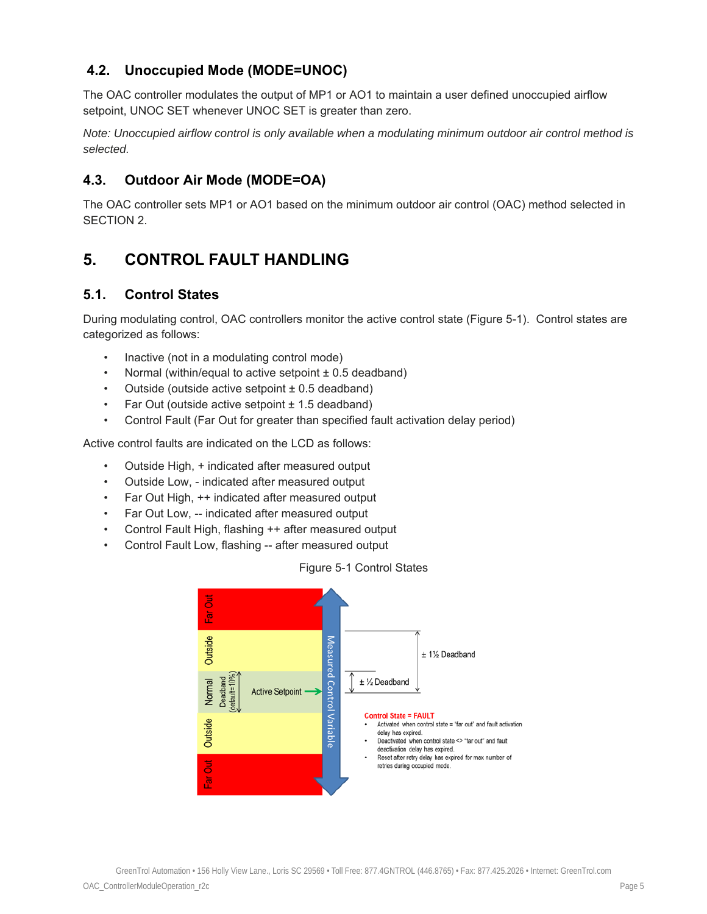## 4.2. Unoccupied Mode (MODE=UNOC)

The OAC controller modulates the output of MP1 or AO1 to maintain a user defined unoccupied airflow setpoint, UNOC SET whenever UNOC SET is greater than zero.

*Note: Unoccupied airflow control is only available when a modulating minimum outdoor air control method is selected.*

## 4.3. Outdoor Air Mode (MODE=OA)

The OAC controller sets MP1 or AO1 based on the minimum outdoor air control (OAC) method selected in SECTION 2.

# 5. CONTROL FAULT HANDLING

## 5.1. Control States

During modulating control, OAC controllers monitor the active control state (Figure 5-1). Control states are categorized as follows:

- Inactive (not in a modulating control mode)
- Normal (within/equal to active setpoint ± 0.5 deadband)
- Outside (outside active setpoint ± 0.5 deadband)
- Far Out (outside active setpoint ± 1.5 deadband)
- Control Fault (Far Out for greater than specified fault activation delay period)

Active control faults are indicated on the LCD as follows:

- Outside High, + indicated after measured output
- Outside Low, - indicated after measured output
- Far Out High, ++ indicated after measured output
- Far Out Low, -- indicated after measured output
- Control Fault High, flashing ++ after measured output
- Control Fault Low, flashing -- after measured output

Figure 5-1 Control States

Far Out | Outside | Normal | Deadband (default=10%) | Active Setpoint | Outside | Far Out | Measured Control Variable | ± 1½ Deadband | ± ½ Deadband

**Control State = FAULT**

- Activated when control state = 'far out' and fault activation delay has expired.
- Deactivated when control state <> "far out" and fault deactivation delay has expired.
- Reset after retry delay has expired for max number of retries during occupied mode.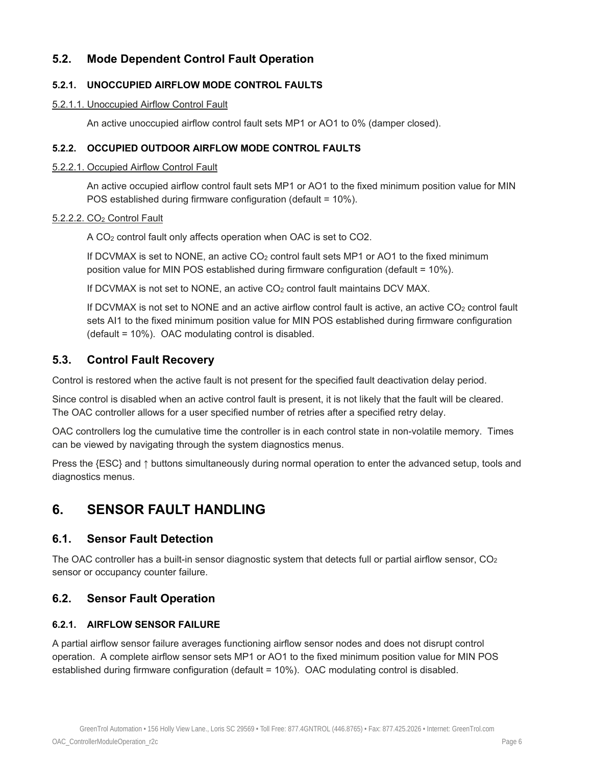## 5.2. Mode Dependent Control Fault Operation

### 5.2.1. UNOCCUPIED AIRFLOW MODE CONTROL FAULTS

5.2.1.1. Unoccupied Airflow Control Fault

An active unoccupied airflow control fault sets MP1 or AO1 to 0% (damper closed).

### 5.2.2. OCCUPIED OUTDOOR AIRFLOW MODE CONTROL FAULTS

5.2.2.1. Occupied Airflow Control Fault

An active occupied airflow control fault sets MP1 or AO1 to the fixed minimum position value for MIN POS established during firmware configuration (default = 10%).

5.2.2.2. $CO_2$ Control Fault

A $CO_2$ control fault only affects operation when OAC is set to CO2.

If DCVMAX is set to NONE, an active $CO_2$ control fault sets MP1 or AO1 to the fixed minimum position value for MIN POS established during firmware configuration (default = 10%).

If DCVMAX is not set to NONE, an active $CO_2$ control fault maintains DCV MAX.

If DCVMAX is not set to NONE and an active airflow control fault is active, an active $CO_2$ control fault sets AI1 to the fixed minimum position value for MIN POS established during firmware configuration (default = 10%). OAC modulating control is disabled.

## 5.3. Control Fault Recovery

Control is restored when the active fault is not present for the specified fault deactivation delay period.

Since control is disabled when an active control fault is present, it is not likely that the fault will be cleared. The OAC controller allows for a user specified number of retries after a specified retry delay.

OAC controllers log the cumulative time the controller is in each control state in non-volatile memory. Times can be viewed by navigating through the system diagnostics menus.

Press the {ESC} and ↑ buttons simultaneously during normal operation to enter the advanced setup, tools and diagnostics menus.

# 6. SENSOR FAULT HANDLING

## 6.1. Sensor Fault Detection

The OAC controller has a built-in sensor diagnostic system that detects full or partial airflow sensor, $CO_2$ sensor or occupancy counter failure.

## 6.2. Sensor Fault Operation

### 6.2.1. AIRFLOW SENSOR FAILURE

A partial airflow sensor failure averages functioning airflow sensor nodes and does not disrupt control operation. A complete airflow sensor sets MP1 or AO1 to the fixed minimum position value for MIN POS established during firmware configuration (default = 10%). OAC modulating control is disabled.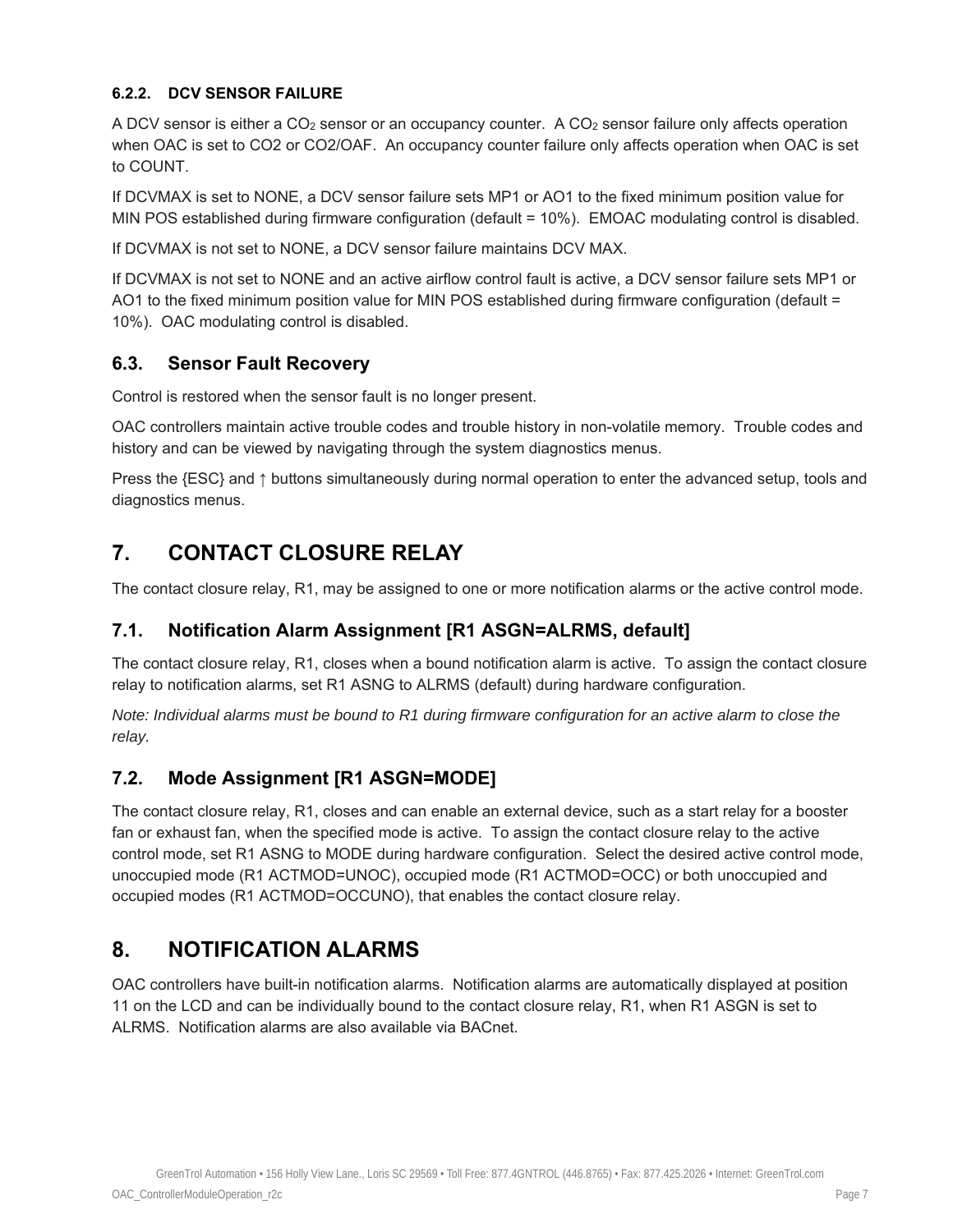### 6.2.2. DCV SENSOR FAILURE

A DCV sensor is either a $CO_2$ sensor or an occupancy counter. A $CO_2$ sensor failure only affects operation when OAC is set to CO2 or CO2/OAF. An occupancy counter failure only affects operation when OAC is set to COUNT.

If DCVMAX is set to NONE, a DCV sensor failure sets MP1 or AO1 to the fixed minimum position value for MIN POS established during firmware configuration (default = 10%). EMOAC modulating control is disabled.

If DCVMAX is not set to NONE, a DCV sensor failure maintains DCV MAX.

If DCVMAX is not set to NONE and an active airflow control fault is active, a DCV sensor failure sets MP1 or AO1 to the fixed minimum position value for MIN POS established during firmware configuration (default = 10%). OAC modulating control is disabled.

## 6.3. Sensor Fault Recovery

Control is restored when the sensor fault is no longer present.

OAC controllers maintain active trouble codes and trouble history in non-volatile memory. Trouble codes and history and can be viewed by navigating through the system diagnostics menus.

Press the {ESC} and ↑ buttons simultaneously during normal operation to enter the advanced setup, tools and diagnostics menus.

# 7. CONTACT CLOSURE RELAY

The contact closure relay, R1, may be assigned to one or more notification alarms or the active control mode.

## 7.1. Notification Alarm Assignment [R1 ASGN=ALRMS, default]

The contact closure relay, R1, closes when a bound notification alarm is active. To assign the contact closure relay to notification alarms, set R1 ASNG to ALRMS (default) during hardware configuration.

*Note: Individual alarms must be bound to R1 during firmware configuration for an active alarm to close the relay.*

## 7.2. Mode Assignment [R1 ASGN=MODE]

The contact closure relay, R1, closes and can enable an external device, such as a start relay for a booster fan or exhaust fan, when the specified mode is active. To assign the contact closure relay to the active control mode, set R1 ASNG to MODE during hardware configuration. Select the desired active control mode, unoccupied mode (R1 ACTMOD=UNOC), occupied mode (R1 ACTMOD=OCC) or both unoccupied and occupied modes (R1 ACTMOD=OCCUNO), that enables the contact closure relay.

# 8. NOTIFICATION ALARMS

OAC controllers have built-in notification alarms. Notification alarms are automatically displayed at position 11 on the LCD and can be individually bound to the contact closure relay, R1, when R1 ASGN is set to ALRMS. Notification alarms are also available via BACnet.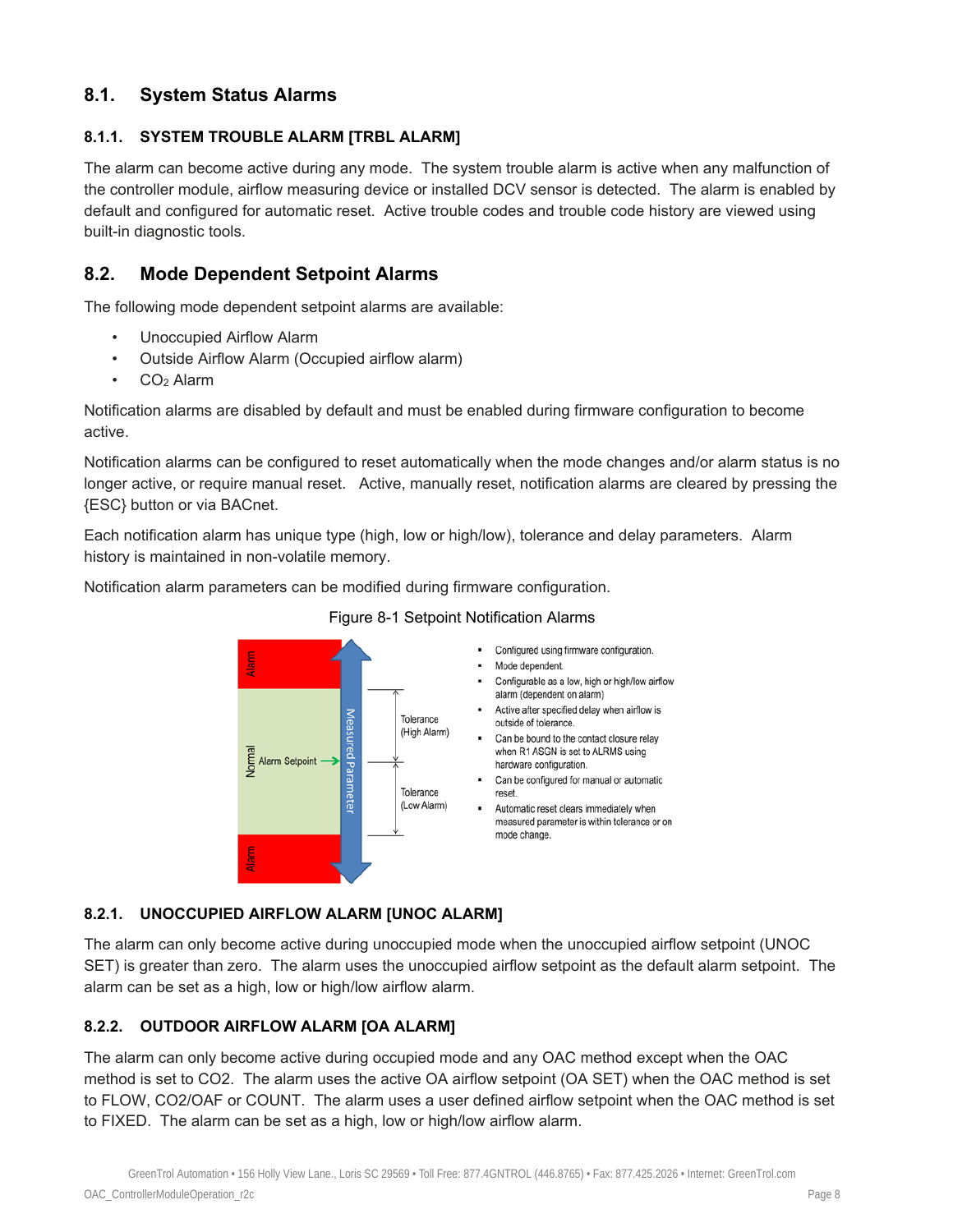## 8.1. System Status Alarms

### 8.1.1. SYSTEM TROUBLE ALARM [TRBL ALARM]

The alarm can become active during any mode. The system trouble alarm is active when any malfunction of the controller module, airflow measuring device or installed DCV sensor is detected. The alarm is enabled by default and configured for automatic reset. Active trouble codes and trouble code history are viewed using built-in diagnostic tools.

## 8.2. Mode Dependent Setpoint Alarms

The following mode dependent setpoint alarms are available:

- Unoccupied Airflow Alarm
- Outside Airflow Alarm (Occupied airflow alarm)
- $CO_2$ Alarm

Notification alarms are disabled by default and must be enabled during firmware configuration to become active.

Notification alarms can be configured to reset automatically when the mode changes and/or alarm status is no longer active, or require manual reset. Active, manually reset, notification alarms are cleared by pressing the {ESC} button or via BACnet.

Each notification alarm has unique type (high, low or high/low), tolerance and delay parameters. Alarm history is maintained in non-volatile memory.

Notification alarm parameters can be modified during firmware configuration.

Figure 8-1 Setpoint Notification Alarms

Alarm | Normal | Alarm Setpoint | Alarm | Measured Parameter | Tolerance (High Alarm) | Tolerance (Low Alarm)

- Configured using firmware configuration.
- Mode dependent.
- Configurable as a low, high or high/low airflow alarm (dependent on alarm)
- Active after specified delay when airflow is outside of tolerance.
- Can be bound to the contact closure relay when R1 ASGN is set to ALRMS using hardware configuration.
- Can be configured for manual or automatic reset.
- Automatic reset clears immediately when measured parameter is within tolerance or on mode change.

### 8.2.1. UNOCCUPIED AIRFLOW ALARM [UNOC ALARM]

The alarm can only become active during unoccupied mode when the unoccupied airflow setpoint (UNOC SET) is greater than zero. The alarm uses the unoccupied airflow setpoint as the default alarm setpoint. The alarm can be set as a high, low or high/low airflow alarm.

### 8.2.2. OUTDOOR AIRFLOW ALARM [OA ALARM]

The alarm can only become active during occupied mode and any OAC method except when the OAC method is set to CO2. The alarm uses the active OA airflow setpoint (OA SET) when the OAC method is set to FLOW, CO2/OAF or COUNT. The alarm uses a user defined airflow setpoint when the OAC method is set to FIXED. The alarm can be set as a high, low or high/low airflow alarm.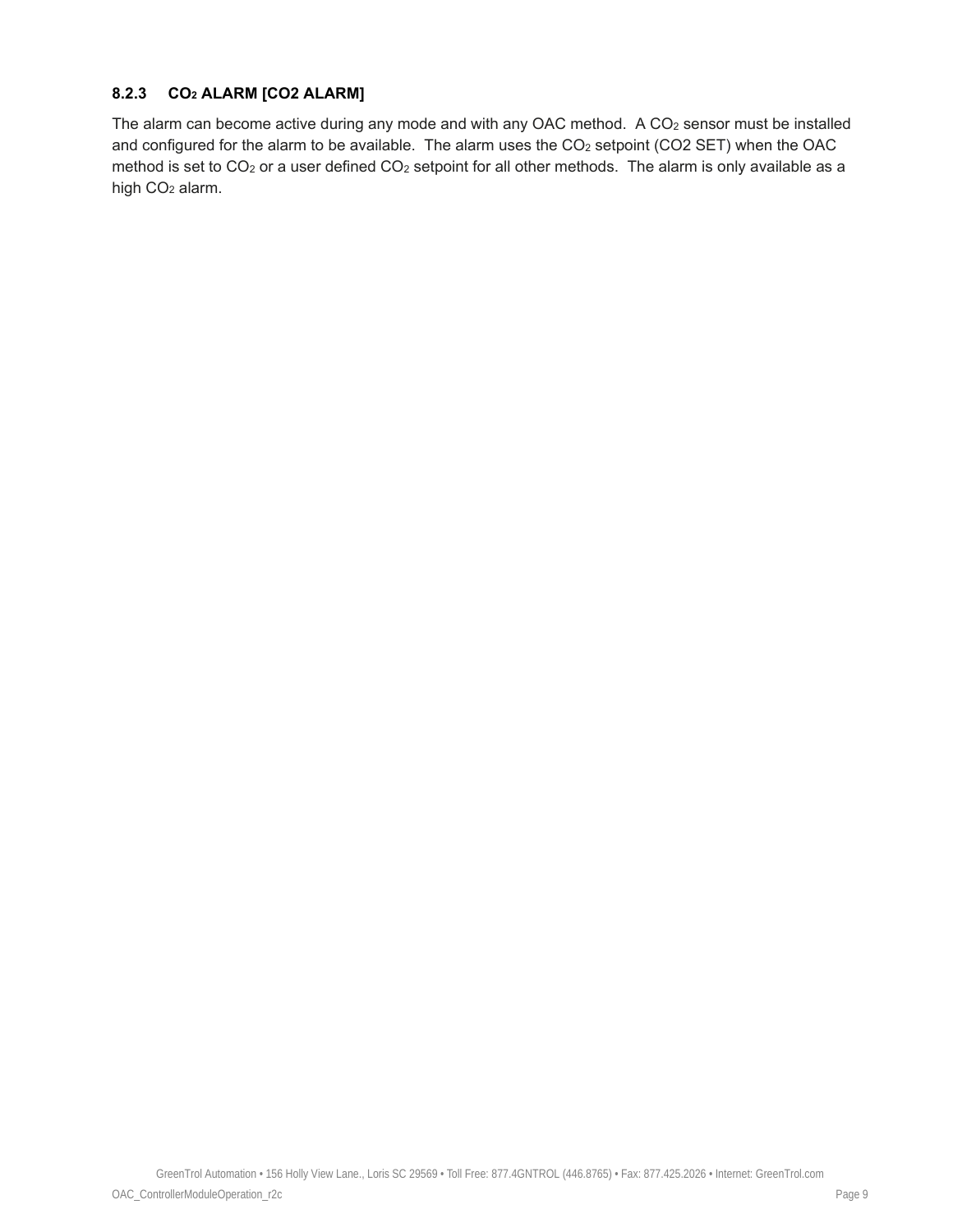#### 8.2.3 $CO_2$ ALARM [CO2 ALARM]

The alarm can become active during any mode and with any OAC method. A $CO_2$ sensor must be installed and configured for the alarm to be available. The alarm uses the $CO_2$ setpoint (CO2 SET) when the OAC method is set to $CO_2$ or a user defined $CO_2$ setpoint for all other methods. The alarm is only available as a high $CO_2$ alarm.